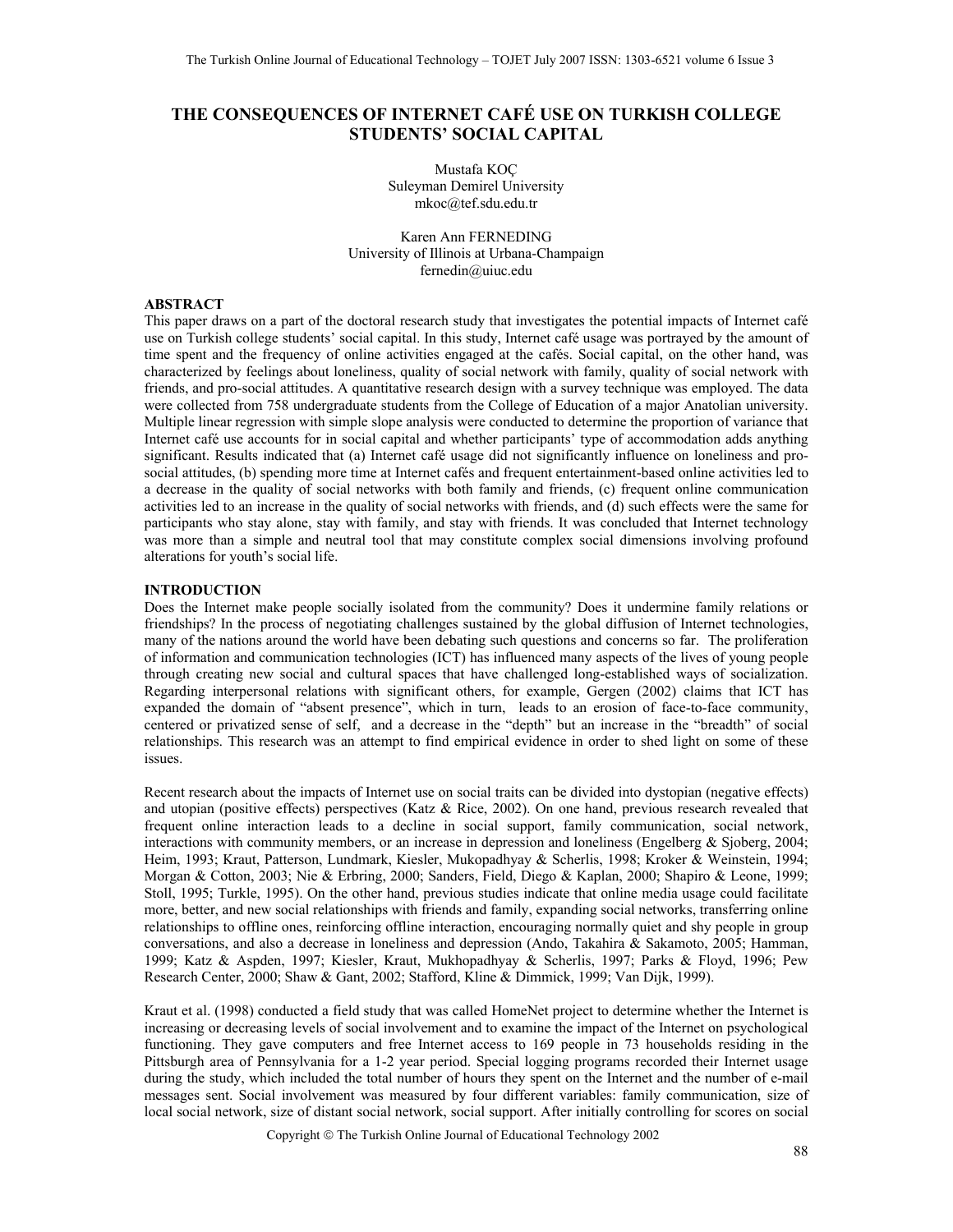# THE CONSEQUENCES OF INTERNET CAFÉ USE ON TURKISH COLLEGE STUDENTS' SOCIAL CAPITAL

Mustafa KOÇ
Suleyman Demirel University
mkoc@tef.sdu.edu.tr

Karen Ann FERNEDING
University of Illinois at Urbana-Champaign
fernedin@uiuc.edu

## ABSTRACT

This paper draws on a part of the doctoral research study that investigates the potential impacts of Internet café use on Turkish college students' social capital. In this study, Internet café usage was portrayed by the amount of time spent and the frequency of online activities engaged at the cafés. Social capital, on the other hand, was characterized by feelings about loneliness, quality of social network with family, quality of social network with friends, and pro-social attitudes. A quantitative research design with a survey technique was employed. The data were collected from 758 undergraduate students from the College of Education of a major Anatolian university. Multiple linear regression with simple slope analysis were conducted to determine the proportion of variance that Internet café use accounts for in social capital and whether participants' type of accommodation adds anything significant. Results indicated that (a) Internet café usage did not significantly influence on loneliness and pro-social attitudes, (b) spending more time at Internet cafés and frequent entertainment-based online activities led to a decrease in the quality of social networks with both family and friends, (c) frequent online communication activities led to an increase in the quality of social networks with friends, and (d) such effects were the same for participants who stay alone, stay with family, and stay with friends. It was concluded that Internet technology was more than a simple and neutral tool that may constitute complex social dimensions involving profound alterations for youth's social life.

## INTRODUCTION

Does the Internet make people socially isolated from the community? Does it undermine family relations or friendships? In the process of negotiating challenges sustained by the global diffusion of Internet technologies, many of the nations around the world have been debating such questions and concerns so far. The proliferation of information and communication technologies (ICT) has influenced many aspects of the lives of young people through creating new social and cultural spaces that have challenged long-established ways of socialization. Regarding interpersonal relations with significant others, for example, Gergen (2002) claims that ICT has expanded the domain of "absent presence", which in turn, leads to an erosion of face-to-face community, centered or privatized sense of self, and a decrease in the "depth" but an increase in the "breadth" of social relationships. This research was an attempt to find empirical evidence in order to shed light on some of these issues.

Recent research about the impacts of Internet use on social traits can be divided into dystopian (negative effects) and utopian (positive effects) perspectives (Katz & Rice, 2002). On one hand, previous research revealed that frequent online interaction leads to a decline in social support, family communication, social network, interactions with community members, or an increase in depression and loneliness (Engelberg & Sjoberg, 2004; Heim, 1993; Kraut, Patterson, Lundmark, Kiesler, Mukopadhyay & Scherlis, 1998; Kroker & Weinstein, 1994; Morgan & Cotton, 2003; Nie & Erbring, 2000; Sanders, Field, Diego & Kaplan, 2000; Shapiro & Leone, 1999; Stoll, 1995; Turkle, 1995). On the other hand, previous studies indicate that online media usage could facilitate more, better, and new social relationships with friends and family, expanding social networks, transferring online relationships to offline ones, reinforcing offline interaction, encouraging normally quiet and shy people in group conversations, and also a decrease in loneliness and depression (Ando, Takahira & Sakamoto, 2005; Hamman, 1999; Katz & Aspden, 1997; Kiesler, Kraut, Mukhopadhyay & Scherlis, 1997; Parks & Floyd, 1996; Pew Research Center, 2000; Shaw & Gant, 2002; Stafford, Kline & Dimmick, 1999; Van Dijk, 1999).

Kraut et al. (1998) conducted a field study that was called HomeNet project to determine whether the Internet is increasing or decreasing levels of social involvement and to examine the impact of the Internet on psychological functioning. They gave computers and free Internet access to 169 people in 73 households residing in the Pittsburgh area of Pennsylvania for a 1-2 year period. Special logging programs recorded their Internet usage during the study, which included the total number of hours they spent on the Internet and the number of e-mail messages sent. Social involvement was measured by four different variables: family communication, size of local social network, size of distant social network, social support. After initially controlling for scores on social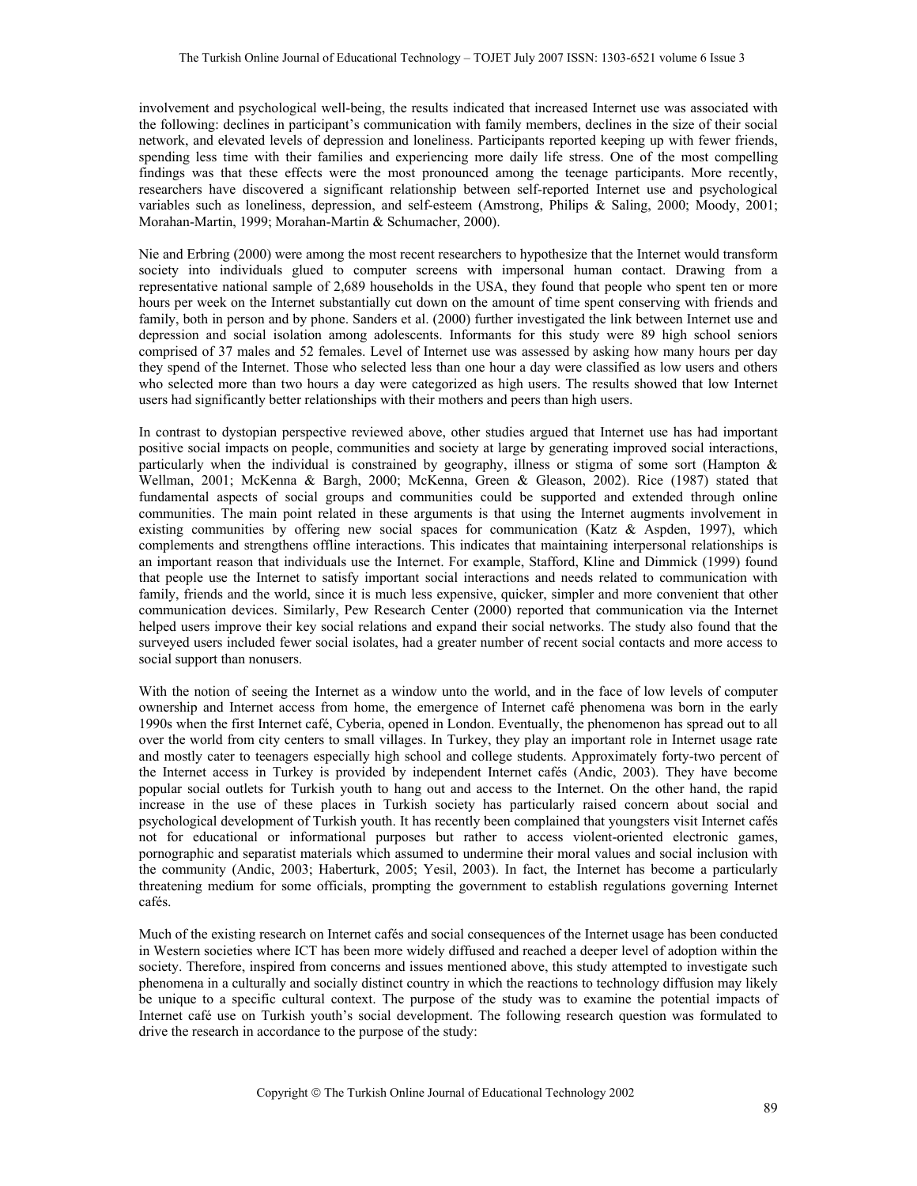involvement and psychological well-being, the results indicated that increased Internet use was associated with the following: declines in participant's communication with family members, declines in the size of their social network, and elevated levels of depression and loneliness. Participants reported keeping up with fewer friends, spending less time with their families and experiencing more daily life stress. One of the most compelling findings was that these effects were the most pronounced among the teenage participants. More recently, researchers have discovered a significant relationship between self-reported Internet use and psychological variables such as loneliness, depression, and self-esteem (Amstrong, Philips & Saling, 2000; Moody, 2001; Morahan-Martin, 1999; Morahan-Martin & Schumacher, 2000).

Nie and Erbring (2000) were among the most recent researchers to hypothesize that the Internet would transform society into individuals glued to computer screens with impersonal human contact. Drawing from a representative national sample of 2,689 households in the USA, they found that people who spent ten or more hours per week on the Internet substantially cut down on the amount of time spent conserving with friends and family, both in person and by phone. Sanders et al. (2000) further investigated the link between Internet use and depression and social isolation among adolescents. Informants for this study were 89 high school seniors comprised of 37 males and 52 females. Level of Internet use was assessed by asking how many hours per day they spend of the Internet. Those who selected less than one hour a day were classified as low users and others who selected more than two hours a day were categorized as high users. The results showed that low Internet users had significantly better relationships with their mothers and peers than high users.

In contrast to dystopian perspective reviewed above, other studies argued that Internet use has had important positive social impacts on people, communities and society at large by generating improved social interactions, particularly when the individual is constrained by geography, illness or stigma of some sort (Hampton & Wellman, 2001; McKenna & Bargh, 2000; McKenna, Green & Gleason, 2002). Rice (1987) stated that fundamental aspects of social groups and communities could be supported and extended through online communities. The main point related in these arguments is that using the Internet augments involvement in existing communities by offering new social spaces for communication (Katz & Aspden, 1997), which complements and strengthens offline interactions. This indicates that maintaining interpersonal relationships is an important reason that individuals use the Internet. For example, Stafford, Kline and Dimmick (1999) found that people use the Internet to satisfy important social interactions and needs related to communication with family, friends and the world, since it is much less expensive, quicker, simpler and more convenient that other communication devices. Similarly, Pew Research Center (2000) reported that communication via the Internet helped users improve their key social relations and expand their social networks. The study also found that the surveyed users included fewer social isolates, had a greater number of recent social contacts and more access to social support than nonusers.

With the notion of seeing the Internet as a window unto the world, and in the face of low levels of computer ownership and Internet access from home, the emergence of Internet café phenomena was born in the early 1990s when the first Internet café, Cyberia, opened in London. Eventually, the phenomenon has spread out to all over the world from city centers to small villages. In Turkey, they play an important role in Internet usage rate and mostly cater to teenagers especially high school and college students. Approximately forty-two percent of the Internet access in Turkey is provided by independent Internet cafés (Andic, 2003). They have become popular social outlets for Turkish youth to hang out and access to the Internet. On the other hand, the rapid increase in the use of these places in Turkish society has particularly raised concern about social and psychological development of Turkish youth. It has recently been complained that youngsters visit Internet cafés not for educational or informational purposes but rather to access violent-oriented electronic games, pornographic and separatist materials which assumed to undermine their moral values and social inclusion with the community (Andic, 2003; Haberturk, 2005; Yesil, 2003). In fact, the Internet has become a particularly threatening medium for some officials, prompting the government to establish regulations governing Internet cafés.

Much of the existing research on Internet cafés and social consequences of the Internet usage has been conducted in Western societies where ICT has been more widely diffused and reached a deeper level of adoption within the society. Therefore, inspired from concerns and issues mentioned above, this study attempted to investigate such phenomena in a culturally and socially distinct country in which the reactions to technology diffusion may likely be unique to a specific cultural context. The purpose of the study was to examine the potential impacts of Internet café use on Turkish youth's social development. The following research question was formulated to drive the research in accordance to the purpose of the study: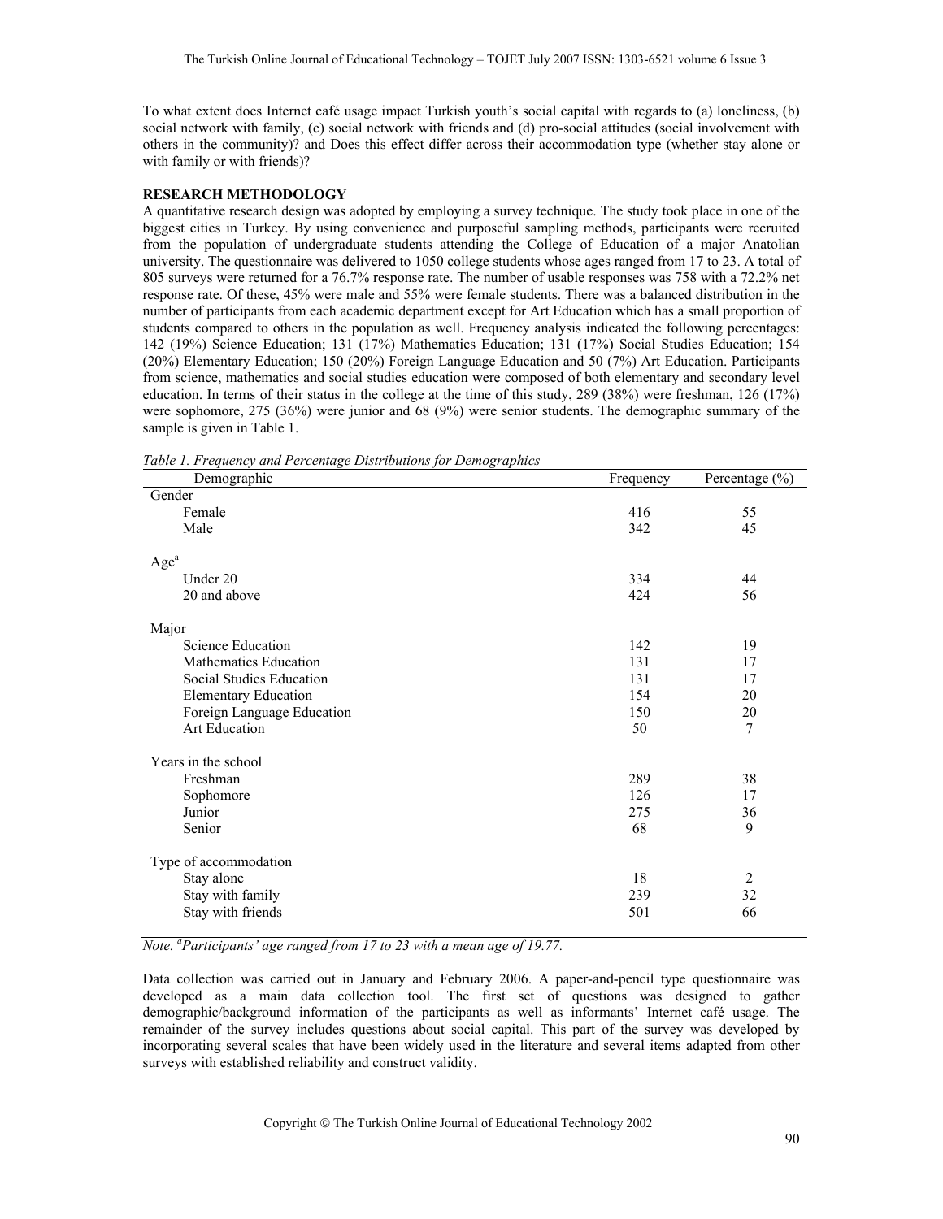To what extent does Internet café usage impact Turkish youth's social capital with regards to (a) loneliness, (b) social network with family, (c) social network with friends and (d) pro-social attitudes (social involvement with others in the community)? and Does this effect differ across their accommodation type (whether stay alone or with family or with friends)?

## RESEARCH METHODOLOGY

A quantitative research design was adopted by employing a survey technique. The study took place in one of the biggest cities in Turkey. By using convenience and purposeful sampling methods, participants were recruited from the population of undergraduate students attending the College of Education of a major Anatolian university. The questionnaire was delivered to 1050 college students whose ages ranged from 17 to 23. A total of 805 surveys were returned for a 76.7% response rate. The number of usable responses was 758 with a 72.2% net response rate. Of these, 45% were male and 55% were female students. There was a balanced distribution in the number of participants from each academic department except for Art Education which has a small proportion of students compared to others in the population as well. Frequency analysis indicated the following percentages: 142 (19%) Science Education; 131 (17%) Mathematics Education; 131 (17%) Social Studies Education; 154 (20%) Elementary Education; 150 (20%) Foreign Language Education and 50 (7%) Art Education. Participants from science, mathematics and social studies education were composed of both elementary and secondary level education. In terms of their status in the college at the time of this study, 289 (38%) were freshman, 126 (17%) were sophomore, 275 (36%) were junior and 68 (9%) were senior students. The demographic summary of the sample is given in Table 1.

*Table 1. Frequency and Percentage Distributions for Demographics*

| Demographic | Frequency | Percentage (%) |
|---|---|---|
| Gender | | |
| Female | 416 | 55 |
| Male | 342 | 45 |
| Age[a] | | |
| Under 20 | 334 | 44 |
| 20 and above | 424 | 56 |
| Major | | |
| Science Education | 142 | 19 |
| Mathematics Education | 131 | 17 |
| Social Studies Education | 131 | 17 |
| Elementary Education | 154 | 20 |
| Foreign Language Education | 150 | 20 |
| Art Education | 50 | 7 |
| Years in the school | | |
| Freshman | 289 | 38 |
| Sophomore | 126 | 17 |
| Junior | 275 | 36 |
| Senior | 68 | 9 |
| Type of accommodation | | |
| Stay alone | 18 | 2 |
| Stay with family | 239 | 32 |
| Stay with friends | 501 | 66 |

*Note. [a]Participants' age ranged from 17 to 23 with a mean age of 19.77.*

Data collection was carried out in January and February 2006. A paper-and-pencil type questionnaire was developed as a main data collection tool. The first set of questions was designed to gather demographic/background information of the participants as well as informants' Internet café usage. The remainder of the survey includes questions about social capital. This part of the survey was developed by incorporating several scales that have been widely used in the literature and several items adapted from other surveys with established reliability and construct validity.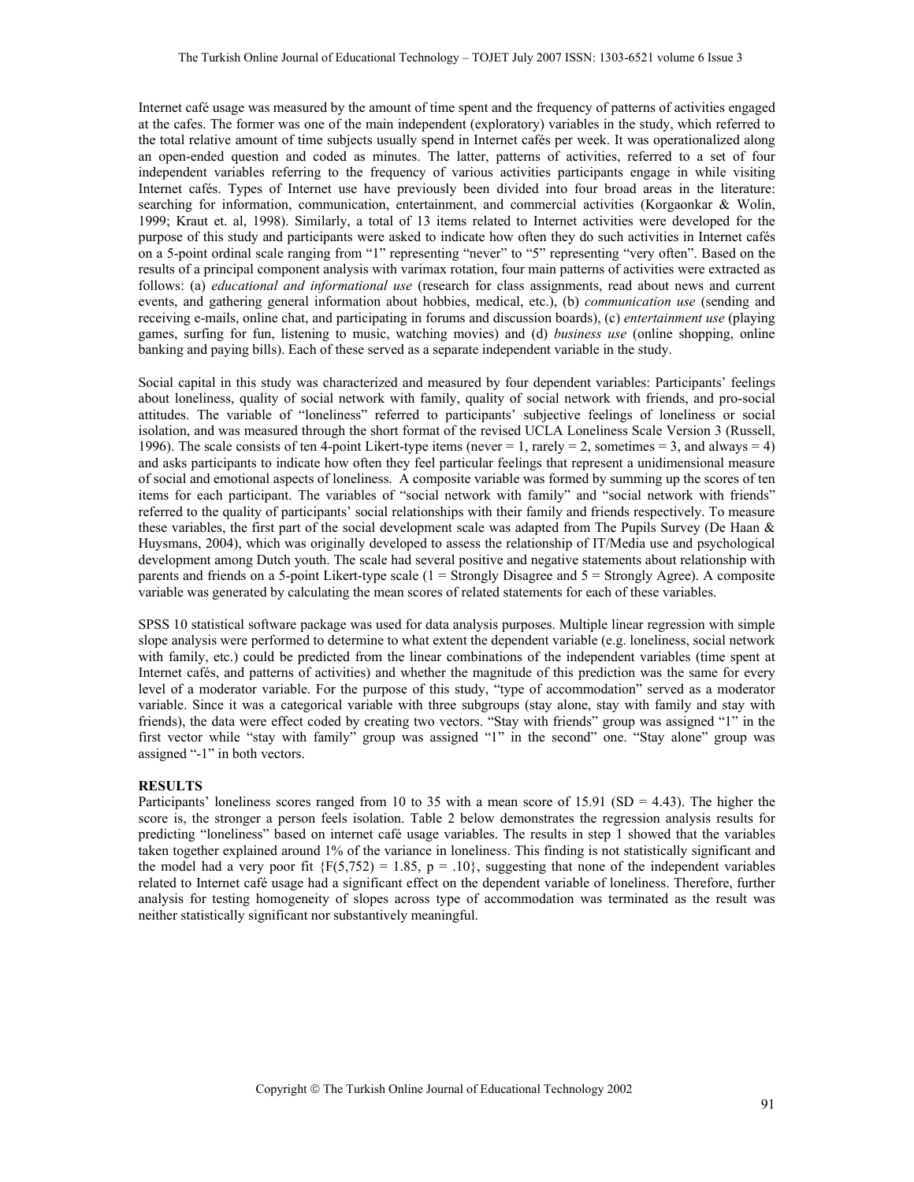Internet café usage was measured by the amount of time spent and the frequency of patterns of activities engaged at the cafes. The former was one of the main independent (exploratory) variables in the study, which referred to the total relative amount of time subjects usually spend in Internet cafés per week. It was operationalized along an open-ended question and coded as minutes. The latter, patterns of activities, referred to a set of four independent variables referring to the frequency of various activities participants engage in while visiting Internet cafés. Types of Internet use have previously been divided into four broad areas in the literature: searching for information, communication, entertainment, and commercial activities (Korgaonkar & Wolin, 1999; Kraut et. al, 1998). Similarly, a total of 13 items related to Internet activities were developed for the purpose of this study and participants were asked to indicate how often they do such activities in Internet cafés on a 5-point ordinal scale ranging from "1" representing "never" to "5" representing "very often". Based on the results of a principal component analysis with varimax rotation, four main patterns of activities were extracted as follows: (a) *educational and informational use* (research for class assignments, read about news and current events, and gathering general information about hobbies, medical, etc.), (b) *communication use* (sending and receiving e-mails, online chat, and participating in forums and discussion boards), (c) *entertainment use* (playing games, surfing for fun, listening to music, watching movies) and (d) *business use* (online shopping, online banking and paying bills). Each of these served as a separate independent variable in the study.

Social capital in this study was characterized and measured by four dependent variables: Participants' feelings about loneliness, quality of social network with family, quality of social network with friends, and pro-social attitudes. The variable of "loneliness" referred to participants' subjective feelings of loneliness or social isolation, and was measured through the short format of the revised UCLA Loneliness Scale Version 3 (Russell, 1996). The scale consists of ten 4-point Likert-type items (never = 1, rarely = 2, sometimes = 3, and always = 4) and asks participants to indicate how often they feel particular feelings that represent a unidimensional measure of social and emotional aspects of loneliness. A composite variable was formed by summing up the scores of ten items for each participant. The variables of "social network with family" and "social network with friends" referred to the quality of participants' social relationships with their family and friends respectively. To measure these variables, the first part of the social development scale was adapted from The Pupils Survey (De Haan & Huysmans, 2004), which was originally developed to assess the relationship of IT/Media use and psychological development among Dutch youth. The scale had several positive and negative statements about relationship with parents and friends on a 5-point Likert-type scale (1 = Strongly Disagree and 5 = Strongly Agree). A composite variable was generated by calculating the mean scores of related statements for each of these variables.

SPSS 10 statistical software package was used for data analysis purposes. Multiple linear regression with simple slope analysis were performed to determine to what extent the dependent variable (e.g. loneliness, social network with family, etc.) could be predicted from the linear combinations of the independent variables (time spent at Internet cafés, and patterns of activities) and whether the magnitude of this prediction was the same for every level of a moderator variable. For the purpose of this study, "type of accommodation" served as a moderator variable. Since it was a categorical variable with three subgroups (stay alone, stay with family and stay with friends), the data were effect coded by creating two vectors. "Stay with friends" group was assigned "1" in the first vector while "stay with family" group was assigned "1" in the second" one. "Stay alone" group was assigned "-1" in both vectors.

## RESULTS

Participants' loneliness scores ranged from 10 to 35 with a mean score of 15.91 (SD = 4.43). The higher the score is, the stronger a person feels isolation. Table 2 below demonstrates the regression analysis results for predicting "loneliness" based on internet café usage variables. The results in step 1 showed that the variables taken together explained around 1% of the variance in loneliness. This finding is not statistically significant and the model had a very poor fit $\{F(5,752) = 1.85, p = .10\}$, suggesting that none of the independent variables related to Internet café usage had a significant effect on the dependent variable of loneliness. Therefore, further analysis for testing homogeneity of slopes across type of accommodation was terminated as the result was neither statistically significant nor substantively meaningful.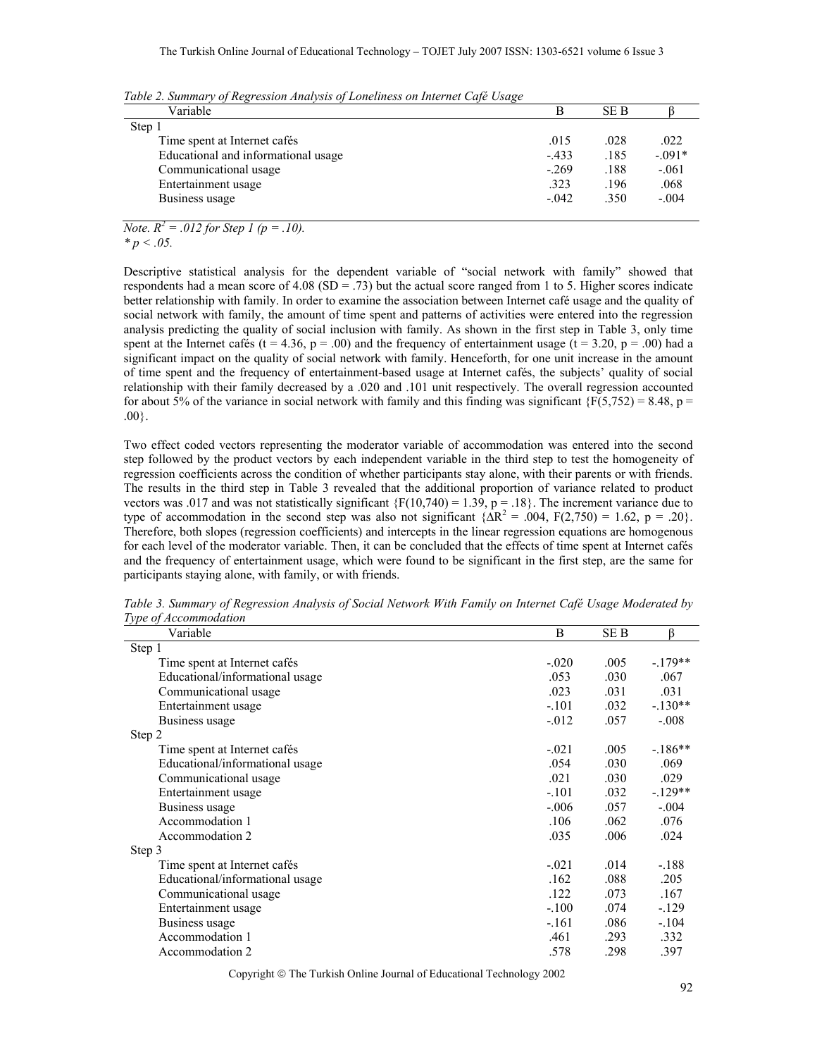*Table 2. Summary of Regression Analysis of Loneliness on Internet Café Usage*

| Variable | B | SE B | β |
|---|---|---|---|
| Step 1 | | | |
| Time spent at Internet cafés | .015 | .028 | .022 |
| Educational and informational usage | -.433 | .185 | -.091* |
| Communicational usage | -.269 | .188 | -.061 |
| Entertainment usage | .323 | .196 | .068 |
| Business usage | -.042 | .350 | -.004 |

*Note.* $R^2 = .012$ *for Step 1 (p = .10).*
$* p < .05$.

Descriptive statistical analysis for the dependent variable of "social network with family" showed that respondents had a mean score of 4.08 (SD = .73) but the actual score ranged from 1 to 5. Higher scores indicate better relationship with family. In order to examine the association between Internet café usage and the quality of social network with family, the amount of time spent and patterns of activities were entered into the regression analysis predicting the quality of social inclusion with family. As shown in the first step in Table 3, only time spent at the Internet cafés ($t = 4.36$, $p = .00$) and the frequency of entertainment usage ($t = 3.20$, $p = .00$) had a significant impact on the quality of social network with family. Henceforth, for one unit increase in the amount of time spent and the frequency of entertainment-based usage at Internet cafés, the subjects' quality of social relationship with their family decreased by a .020 and .101 unit respectively. The overall regression accounted for about 5% of the variance in social network with family and this finding was significant $\{F(5,752) = 8.48, p = .00\}$.

Two effect coded vectors representing the moderator variable of accommodation was entered into the second step followed by the product vectors by each independent variable in the third step to test the homogeneity of regression coefficients across the condition of whether participants stay alone, with their parents or with friends. The results in the third step in Table 3 revealed that the additional proportion of variance related to product vectors was .017 and was not statistically significant $\{F(10,740) = 1.39, p = .18\}$. The increment variance due to type of accommodation in the second step was also not significant $\{\Delta R^2 = .004, F(2,750) = 1.62, p = .20\}$. Therefore, both slopes (regression coefficients) and intercepts in the linear regression equations are homogenous for each level of the moderator variable. Then, it can be concluded that the effects of time spent at Internet cafés and the frequency of entertainment usage, which were found to be significant in the first step, are the same for participants staying alone, with family, or with friends.

*Table 3. Summary of Regression Analysis of Social Network With Family on Internet Café Usage Moderated by Type of Accommodation*

| Variable | B | SE B | β |
|---|---|---|---|
| Step 1 | | | |
| Time spent at Internet cafés | -.020 | .005 | -.179** |
| Educational/informational usage | .053 | .030 | .067 |
| Communicational usage | .023 | .031 | .031 |
| Entertainment usage | -.101 | .032 | -.130** |
| Business usage | -.012 | .057 | -.008 |
| Step 2 | | | |
| Time spent at Internet cafés | -.021 | .005 | -.186** |
| Educational/informational usage | .054 | .030 | .069 |
| Communicational usage | .021 | .030 | .029 |
| Entertainment usage | -.101 | .032 | -.129** |
| Business usage | -.006 | .057 | -.004 |
| Accommodation 1 | .106 | .062 | .076 |
| Accommodation 2 | .035 | .006 | .024 |
| Step 3 | | | |
| Time spent at Internet cafés | -.021 | .014 | -.188 |
| Educational/informational usage | .162 | .088 | .205 |
| Communicational usage | .122 | .073 | .167 |
| Entertainment usage | -.100 | .074 | -.129 |
| Business usage | -.161 | .086 | -.104 |
| Accommodation 1 | .461 | .293 | .332 |
| Accommodation 2 | .578 | .298 | .397 |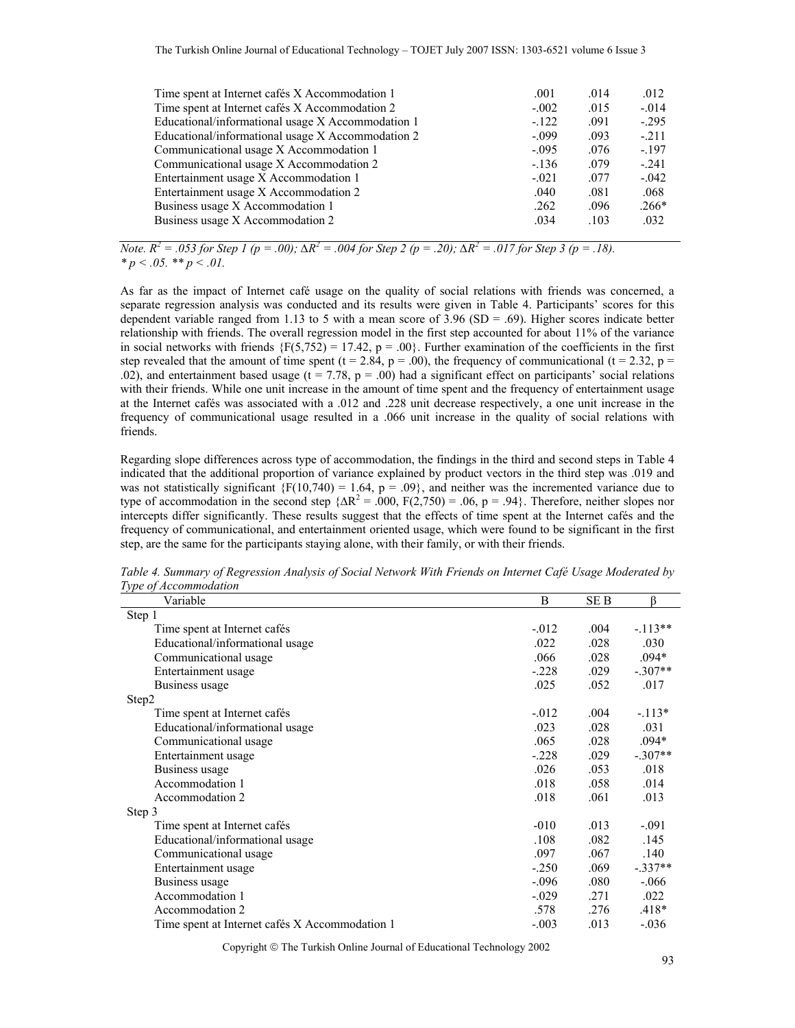| Variable | B | SE B | β |
|---|---|---|---|
| Time spent at Internet cafés X Accommodation 1 | .001 | .014 | .012 |
| Time spent at Internet cafés X Accommodation 2 | -.002 | .015 | -.014 |
| Educational/informational usage X Accommodation 1 | -.122 | .091 | -.295 |
| Educational/informational usage X Accommodation 2 | -.099 | .093 | -.211 |
| Communicational usage X Accommodation 1 | -.095 | .076 | -.197 |
| Communicational usage X Accommodation 2 | -.136 | .079 | -.241 |
| Entertainment usage X Accommodation 1 | -.021 | .077 | -.042 |
| Entertainment usage X Accommodation 2 | .040 | .081 | .068 |
| Business usage X Accommodation 1 | .262 | .096 | .266* |
| Business usage X Accommodation 2 | .034 | .103 | .032 |

*Note.* $R^2 = .053$ *for Step 1* ($p = .00$); $\Delta R^2 = .004$ *for Step 2* ($p = .20$); $\Delta R^2 = .017$ *for Step 3* ($p = .18$).
\* $p < .05$. \*\* $p < .01$.

As far as the impact of Internet café usage on the quality of social relations with friends was concerned, a separate regression analysis was conducted and its results were given in Table 4. Participants' scores for this dependent variable ranged from 1.13 to 5 with a mean score of 3.96 (SD = .69). Higher scores indicate better relationship with friends. The overall regression model in the first step accounted for about 11% of the variance in social networks with friends {$F(5,752) = 17.42$, $p = .00$}. Further examination of the coefficients in the first step revealed that the amount of time spent ($t = 2.84$, $p = .00$), the frequency of communicational ($t = 2.32$, $p = .02$), and entertainment based usage ($t = 7.78$, $p = .00$) had a significant effect on participants' social relations with their friends. While one unit increase in the amount of time spent and the frequency of entertainment usage at the Internet cafés was associated with a .012 and .228 unit decrease respectively, a one unit increase in the frequency of communicational usage resulted in a .066 unit increase in the quality of social relations with friends.

Regarding slope differences across type of accommodation, the findings in the third and second steps in Table 4 indicated that the additional proportion of variance explained by product vectors in the third step was .019 and was not statistically significant {$F(10,740) = 1.64$, $p = .09$}, and neither was the incremented variance due to type of accommodation in the second step {$\Delta R^2 = .000$, $F(2,750) = .06$, $p = .94$}. Therefore, neither slopes nor intercepts differ significantly. These results suggest that the effects of time spent at the Internet cafés and the frequency of communicational, and entertainment oriented usage, which were found to be significant in the first step, are the same for the participants staying alone, with their family, or with their friends.

*Table 4. Summary of Regression Analysis of Social Network With Friends on Internet Café Usage Moderated by Type of Accommodation*

| Variable | B | SE B | β |
|---|---|---|---|
| Step 1 | | | |
| Time spent at Internet cafés | -.012 | .004 | -.113** |
| Educational/informational usage | .022 | .028 | .030 |
| Communicational usage | .066 | .028 | .094* |
| Entertainment usage | -.228 | .029 | -.307** |
| Business usage | .025 | .052 | .017 |
| Step2 | | | |
| Time spent at Internet cafés | -.012 | .004 | -.113* |
| Educational/informational usage | .023 | .028 | .031 |
| Communicational usage | .065 | .028 | .094* |
| Entertainment usage | -.228 | .029 | -.307** |
| Business usage | .026 | .053 | .018 |
| Accommodation 1 | .018 | .058 | .014 |
| Accommodation 2 | .018 | .061 | .013 |
| Step 3 | | | |
| Time spent at Internet cafés | -010 | .013 | -.091 |
| Educational/informational usage | .108 | .082 | .145 |
| Communicational usage | .097 | .067 | .140 |
| Entertainment usage | -.250 | .069 | -.337** |
| Business usage | -.096 | .080 | -.066 |
| Accommodation 1 | -.029 | .271 | .022 |
| Accommodation 2 | .578 | .276 | .418* |
| Time spent at Internet cafés X Accommodation 1 | -.003 | .013 | -.036 |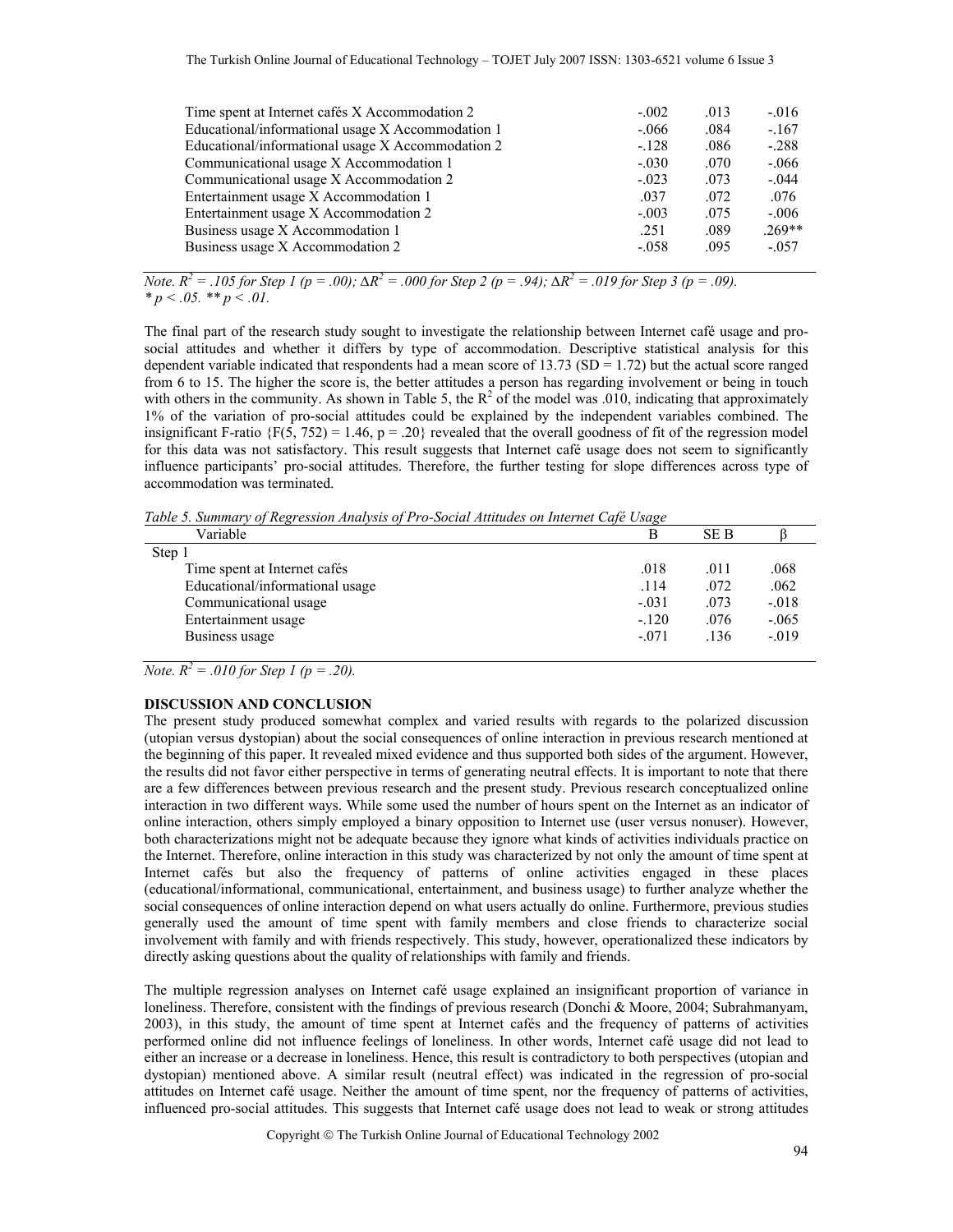| Variable | B | SE B | β |
|---|---|---|---|
| Time spent at Internet cafés X Accommodation 2 | -.002 | .013 | -.016 |
| Educational/informational usage X Accommodation 1 | -.066 | .084 | -.167 |
| Educational/informational usage X Accommodation 2 | -.128 | .086 | -.288 |
| Communicational usage X Accommodation 1 | -.030 | .070 | -.066 |
| Communicational usage X Accommodation 2 | -.023 | .073 | -.044 |
| Entertainment usage X Accommodation 1 | .037 | .072 | .076 |
| Entertainment usage X Accommodation 2 | -.003 | .075 | -.006 |
| Business usage X Accommodation 1 | .251 | .089 | .269** |
| Business usage X Accommodation 2 | -.058 | .095 | -.057 |

*Note.* $R^2 = .105$ *for Step 1* ($p = .00$); $\Delta R^2 = .000$ *for Step 2* ($p = .94$); $\Delta R^2 = .019$ *for Step 3* ($p = .09$).
* $p < .05$. ** $p < .01$.

The final part of the research study sought to investigate the relationship between Internet café usage and pro-social attitudes and whether it differs by type of accommodation. Descriptive statistical analysis for this dependent variable indicated that respondents had a mean score of 13.73 (SD = 1.72) but the actual score ranged from 6 to 15. The higher the score is, the better attitudes a person has regarding involvement or being in touch with others in the community. As shown in Table 5, the $R^2$ of the model was .010, indicating that approximately 1% of the variation of pro-social attitudes could be explained by the independent variables combined. The insignificant F-ratio {$F(5, 752) = 1.46$, $p = .20$} revealed that the overall goodness of fit of the regression model for this data was not satisfactory. This result suggests that Internet café usage does not seem to significantly influence participants' pro-social attitudes. Therefore, the further testing for slope differences across type of accommodation was terminated.

*Table 5. Summary of Regression Analysis of Pro-Social Attitudes on Internet Café Usage*

| Variable | B | SE B | β |
|---|---|---|---|
| Step 1 | | | |
| Time spent at Internet cafés | .018 | .011 | .068 |
| Educational/informational usage | .114 | .072 | .062 |
| Communicational usage | -.031 | .073 | -.018 |
| Entertainment usage | -.120 | .076 | -.065 |
| Business usage | -.071 | .136 | -.019 |

*Note.* $R^2 = .010$ *for Step 1* ($p = .20$).

## DISCUSSION AND CONCLUSION

The present study produced somewhat complex and varied results with regards to the polarized discussion (utopian versus dystopian) about the social consequences of online interaction in previous research mentioned at the beginning of this paper. It revealed mixed evidence and thus supported both sides of the argument. However, the results did not favor either perspective in terms of generating neutral effects. It is important to note that there are a few differences between previous research and the present study. Previous research conceptualized online interaction in two different ways. While some used the number of hours spent on the Internet as an indicator of online interaction, others simply employed a binary opposition to Internet use (user versus nonuser). However, both characterizations might not be adequate because they ignore what kinds of activities individuals practice on the Internet. Therefore, online interaction in this study was characterized by not only the amount of time spent at Internet cafés but also the frequency of patterns of online activities engaged in these places (educational/informational, communicational, entertainment, and business usage) to further analyze whether the social consequences of online interaction depend on what users actually do online. Furthermore, previous studies generally used the amount of time spent with family members and close friends to characterize social involvement with family and with friends respectively. This study, however, operationalized these indicators by directly asking questions about the quality of relationships with family and friends.

The multiple regression analyses on Internet café usage explained an insignificant proportion of variance in loneliness. Therefore, consistent with the findings of previous research (Donchi & Moore, 2004; Subrahmanyam, 2003), in this study, the amount of time spent at Internet cafés and the frequency of patterns of activities performed online did not influence feelings of loneliness. In other words, Internet café usage did not lead to either an increase or a decrease in loneliness. Hence, this result is contradictory to both perspectives (utopian and dystopian) mentioned above. A similar result (neutral effect) was indicated in the regression of pro-social attitudes on Internet café usage. Neither the amount of time spent, nor the frequency of patterns of activities, influenced pro-social attitudes. This suggests that Internet café usage does not lead to weak or strong attitudes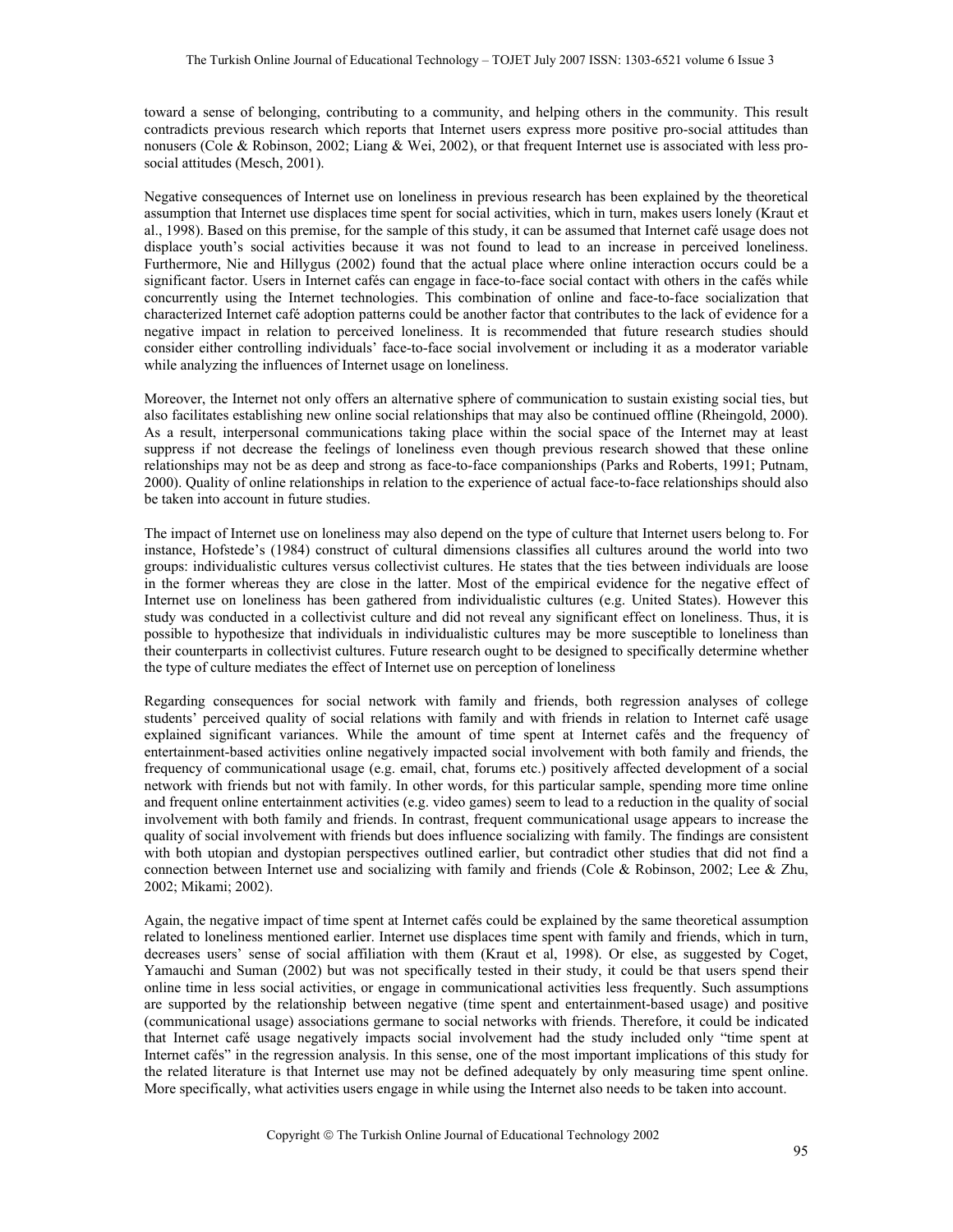toward a sense of belonging, contributing to a community, and helping others in the community. This result contradicts previous research which reports that Internet users express more positive pro-social attitudes than nonusers (Cole & Robinson, 2002; Liang & Wei, 2002), or that frequent Internet use is associated with less pro-social attitudes (Mesch, 2001).

Negative consequences of Internet use on loneliness in previous research has been explained by the theoretical assumption that Internet use displaces time spent for social activities, which in turn, makes users lonely (Kraut et al., 1998). Based on this premise, for the sample of this study, it can be assumed that Internet café usage does not displace youth's social activities because it was not found to lead to an increase in perceived loneliness. Furthermore, Nie and Hillygus (2002) found that the actual place where online interaction occurs could be a significant factor. Users in Internet cafés can engage in face-to-face social contact with others in the cafés while concurrently using the Internet technologies. This combination of online and face-to-face socialization that characterized Internet café adoption patterns could be another factor that contributes to the lack of evidence for a negative impact in relation to perceived loneliness. It is recommended that future research studies should consider either controlling individuals' face-to-face social involvement or including it as a moderator variable while analyzing the influences of Internet usage on loneliness.

Moreover, the Internet not only offers an alternative sphere of communication to sustain existing social ties, but also facilitates establishing new online social relationships that may also be continued offline (Rheingold, 2000). As a result, interpersonal communications taking place within the social space of the Internet may at least suppress if not decrease the feelings of loneliness even though previous research showed that these online relationships may not be as deep and strong as face-to-face companionships (Parks and Roberts, 1991; Putnam, 2000). Quality of online relationships in relation to the experience of actual face-to-face relationships should also be taken into account in future studies.

The impact of Internet use on loneliness may also depend on the type of culture that Internet users belong to. For instance, Hofstede's (1984) construct of cultural dimensions classifies all cultures around the world into two groups: individualistic cultures versus collectivist cultures. He states that the ties between individuals are loose in the former whereas they are close in the latter. Most of the empirical evidence for the negative effect of Internet use on loneliness has been gathered from individualistic cultures (e.g. United States). However this study was conducted in a collectivist culture and did not reveal any significant effect on loneliness. Thus, it is possible to hypothesize that individuals in individualistic cultures may be more susceptible to loneliness than their counterparts in collectivist cultures. Future research ought to be designed to specifically determine whether the type of culture mediates the effect of Internet use on perception of loneliness

Regarding consequences for social network with family and friends, both regression analyses of college students' perceived quality of social relations with family and with friends in relation to Internet café usage explained significant variances. While the amount of time spent at Internet cafés and the frequency of entertainment-based activities online negatively impacted social involvement with both family and friends, the frequency of communicational usage (e.g. email, chat, forums etc.) positively affected development of a social network with friends but not with family. In other words, for this particular sample, spending more time online and frequent online entertainment activities (e.g. video games) seem to lead to a reduction in the quality of social involvement with both family and friends. In contrast, frequent communicational usage appears to increase the quality of social involvement with friends but does influence socializing with family. The findings are consistent with both utopian and dystopian perspectives outlined earlier, but contradict other studies that did not find a connection between Internet use and socializing with family and friends (Cole & Robinson, 2002; Lee & Zhu, 2002; Mikami; 2002).

Again, the negative impact of time spent at Internet cafés could be explained by the same theoretical assumption related to loneliness mentioned earlier. Internet use displaces time spent with family and friends, which in turn, decreases users' sense of social affiliation with them (Kraut et al, 1998). Or else, as suggested by Coget, Yamauchi and Suman (2002) but was not specifically tested in their study, it could be that users spend their online time in less social activities, or engage in communicational activities less frequently. Such assumptions are supported by the relationship between negative (time spent and entertainment-based usage) and positive (communicational usage) associations germane to social networks with friends. Therefore, it could be indicated that Internet café usage negatively impacts social involvement had the study included only "time spent at Internet cafés" in the regression analysis. In this sense, one of the most important implications of this study for the related literature is that Internet use may not be defined adequately by only measuring time spent online. More specifically, what activities users engage in while using the Internet also needs to be taken into account.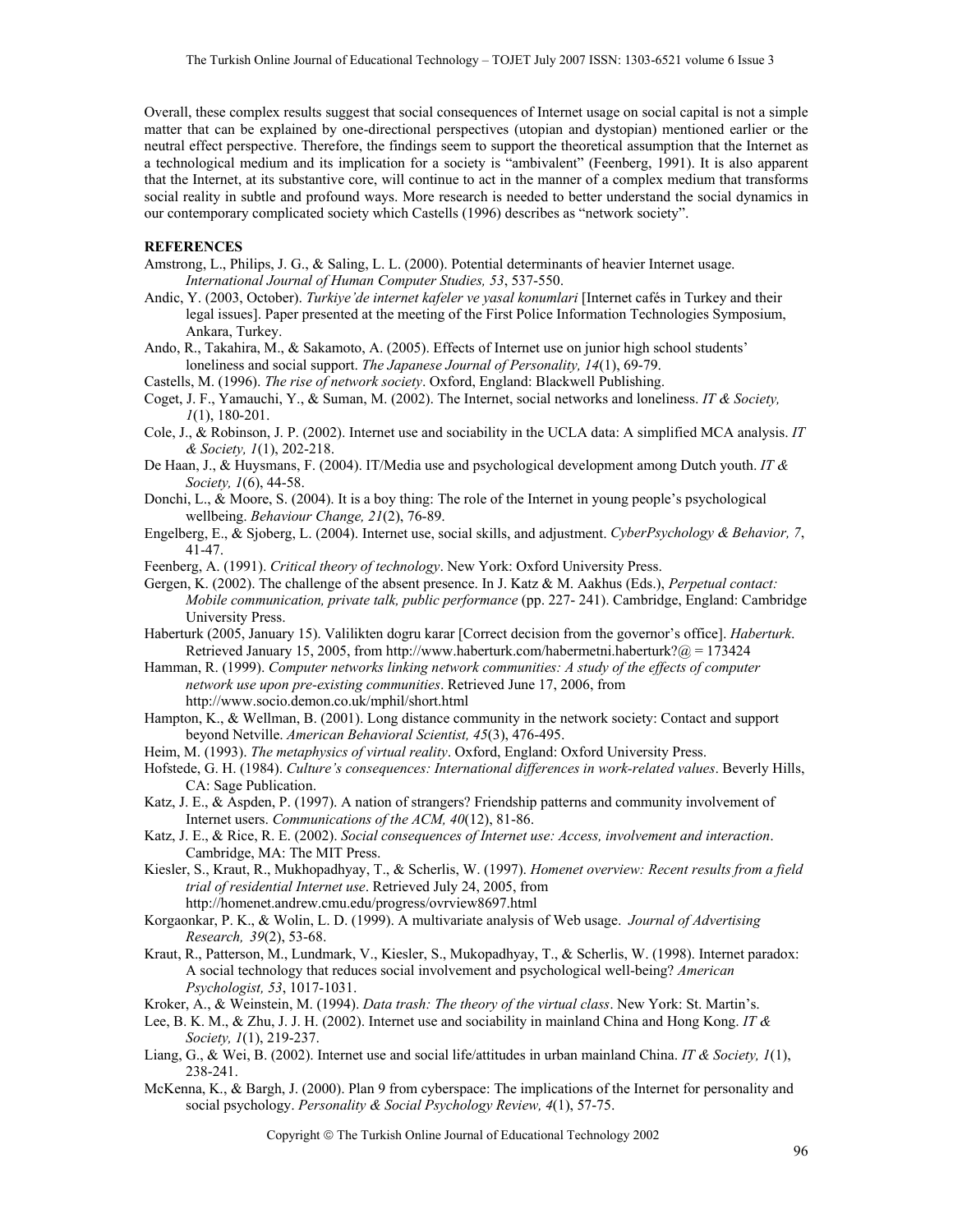Overall, these complex results suggest that social consequences of Internet usage on social capital is not a simple matter that can be explained by one-directional perspectives (utopian and dystopian) mentioned earlier or the neutral effect perspective. Therefore, the findings seem to support the theoretical assumption that the Internet as a technological medium and its implication for a society is "ambivalent" (Feenberg, 1991). It is also apparent that the Internet, at its substantive core, will continue to act in the manner of a complex medium that transforms social reality in subtle and profound ways. More research is needed to better understand the social dynamics in our contemporary complicated society which Castells (1996) describes as "network society".

## REFERENCES

Amstrong, L., Philips, J. G., & Saling, L. L. (2000). Potential determinants of heavier Internet usage. *International Journal of Human Computer Studies, 53*, 537-550.

Andic, Y. (2003, October). *Turkiye'de internet kafeler ve yasal konumlari* [Internet cafés in Turkey and their legal issues]. Paper presented at the meeting of the First Police Information Technologies Symposium, Ankara, Turkey.

Ando, R., Takahira, M., & Sakamoto, A. (2005). Effects of Internet use on junior high school students' loneliness and social support. *The Japanese Journal of Personality, 14*(1), 69-79.

Castells, M. (1996). *The rise of network society*. Oxford, England: Blackwell Publishing.

Coget, J. F., Yamauchi, Y., & Suman, M. (2002). The Internet, social networks and loneliness. *IT & Society, 1*(1), 180-201.

Cole, J., & Robinson, J. P. (2002). Internet use and sociability in the UCLA data: A simplified MCA analysis. *IT & Society, 1*(1), 202-218.

De Haan, J., & Huysmans, F. (2004). IT/Media use and psychological development among Dutch youth. *IT & Society, 1*(6), 44-58.

Donchi, L., & Moore, S. (2004). It is a boy thing: The role of the Internet in young people's psychological wellbeing. *Behaviour Change, 21*(2), 76-89.

Engelberg, E., & Sjoberg, L. (2004). Internet use, social skills, and adjustment. *CyberPsychology & Behavior, 7*, 41-47.

Feenberg, A. (1991). *Critical theory of technology*. New York: Oxford University Press.

Gergen, K. (2002). The challenge of the absent presence. In J. Katz & M. Aakhus (Eds.), *Perpetual contact: Mobile communication, private talk, public performance* (pp. 227- 241). Cambridge, England: Cambridge University Press.

Haberturk (2005, January 15). Valilikten dogru karar [Correct decision from the governor's office]. *Haberturk*. Retrieved January 15, 2005, from http://www.haberturk.com/habermetni.haberturk?@ = 173424

Hamman, R. (1999). *Computer networks linking network communities: A study of the effects of computer network use upon pre-existing communities*. Retrieved June 17, 2006, from http://www.socio.demon.co.uk/mphil/short.html

Hampton, K., & Wellman, B. (2001). Long distance community in the network society: Contact and support beyond Netville. *American Behavioral Scientist, 45*(3), 476-495.

Heim, M. (1993). *The metaphysics of virtual reality*. Oxford, England: Oxford University Press.

Hofstede, G. H. (1984). *Culture's consequences: International differences in work-related values*. Beverly Hills, CA: Sage Publication.

Katz, J. E., & Aspden, P. (1997). A nation of strangers? Friendship patterns and community involvement of Internet users. *Communications of the ACM, 40*(12), 81-86.

Katz, J. E., & Rice, R. E. (2002). *Social consequences of Internet use: Access, involvement and interaction*. Cambridge, MA: The MIT Press.

Kiesler, S., Kraut, R., Mukhopadhyay, T., & Scherlis, W. (1997). *Homenet overview: Recent results from a field trial of residential Internet use*. Retrieved July 24, 2005, from http://homenet.andrew.cmu.edu/progress/ovrview8697.html

Korgaonkar, P. K., & Wolin, L. D. (1999). A multivariate analysis of Web usage. *Journal of Advertising Research, 39*(2), 53-68.

Kraut, R., Patterson, M., Lundmark, V., Kiesler, S., Mukopadhyay, T., & Scherlis, W. (1998). Internet paradox: A social technology that reduces social involvement and psychological well-being? *American Psychologist, 53*, 1017-1031.

Kroker, A., & Weinstein, M. (1994). *Data trash: The theory of the virtual class*. New York: St. Martin's.

Lee, B. K. M., & Zhu, J. J. H. (2002). Internet use and sociability in mainland China and Hong Kong. *IT & Society, 1*(1), 219-237.

Liang, G., & Wei, B. (2002). Internet use and social life/attitudes in urban mainland China. *IT & Society, 1*(1), 238-241.

McKenna, K., & Bargh, J. (2000). Plan 9 from cyberspace: The implications of the Internet for personality and social psychology. *Personality & Social Psychology Review, 4*(1), 57-75.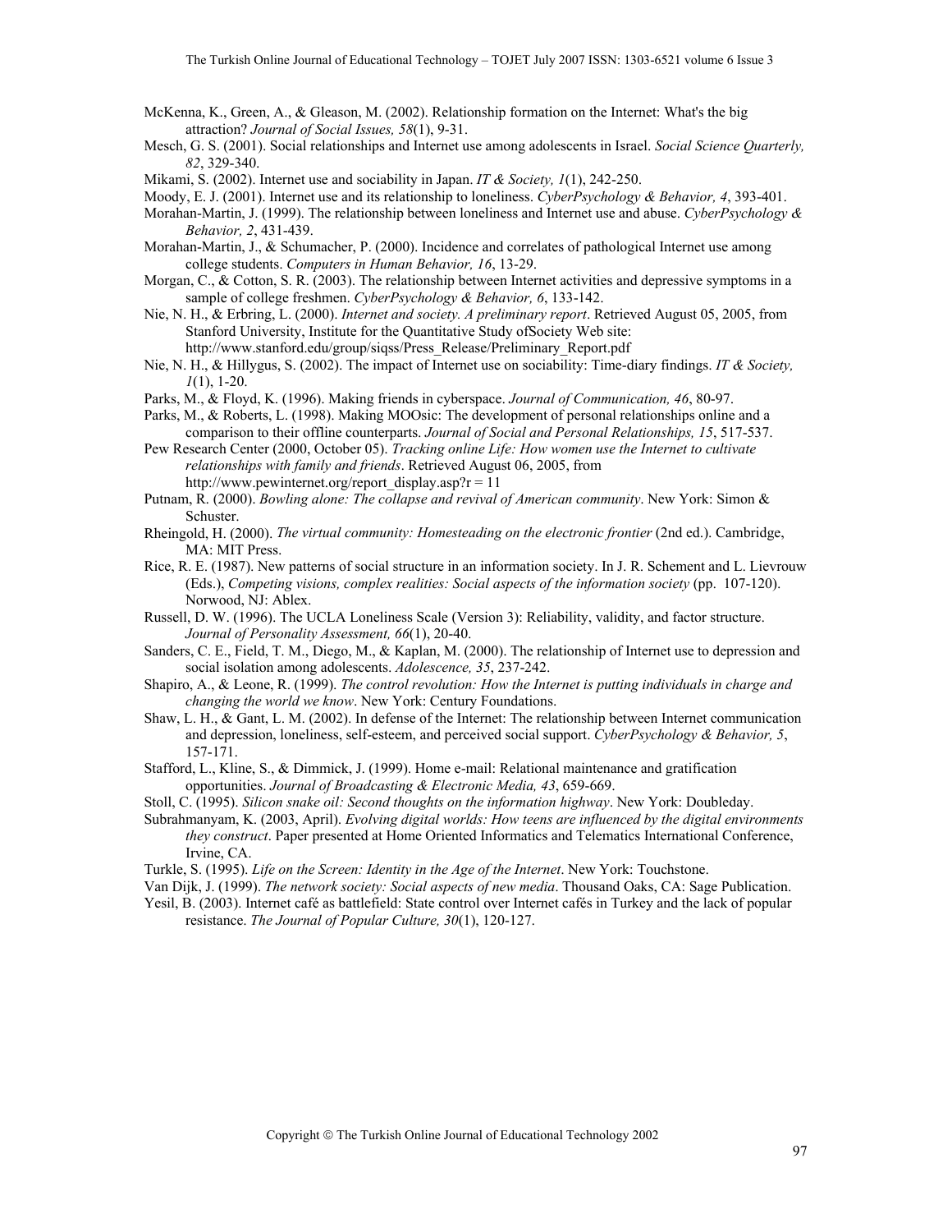McKenna, K., Green, A., & Gleason, M. (2002). Relationship formation on the Internet: What's the big attraction? *Journal of Social Issues, 58*(1), 9-31.

Mesch, G. S. (2001). Social relationships and Internet use among adolescents in Israel. *Social Science Quarterly, 82*, 329-340.

Mikami, S. (2002). Internet use and sociability in Japan. *IT & Society, 1*(1), 242-250.

Moody, E. J. (2001). Internet use and its relationship to loneliness. *CyberPsychology & Behavior, 4*, 393-401.

Morahan-Martin, J. (1999). The relationship between loneliness and Internet use and abuse. *CyberPsychology & Behavior, 2*, 431-439.

Morahan-Martin, J., & Schumacher, P. (2000). Incidence and correlates of pathological Internet use among college students. *Computers in Human Behavior, 16*, 13-29.

Morgan, C., & Cotton, S. R. (2003). The relationship between Internet activities and depressive symptoms in a sample of college freshmen. *CyberPsychology & Behavior, 6*, 133-142.

Nie, N. H., & Erbring, L. (2000). *Internet and society. A preliminary report*. Retrieved August 05, 2005, from Stanford University, Institute for the Quantitative Study ofSociety Web site: http://www.stanford.edu/group/siqss/Press_Release/Preliminary_Report.pdf

Nie, N. H., & Hillygus, S. (2002). The impact of Internet use on sociability: Time-diary findings. *IT & Society, 1*(1), 1-20.

Parks, M., & Floyd, K. (1996). Making friends in cyberspace. *Journal of Communication, 46*, 80-97.

Parks, M., & Roberts, L. (1998). Making MOOsic: The development of personal relationships online and a comparison to their offline counterparts. *Journal of Social and Personal Relationships, 15*, 517-537.

Pew Research Center (2000, October 05). *Tracking online Life: How women use the Internet to cultivate relationships with family and friends*. Retrieved August 06, 2005, from http://www.pewinternet.org/report_display.asp?r = 11

Putnam, R. (2000). *Bowling alone: The collapse and revival of American community*. New York: Simon & Schuster.

Rheingold, H. (2000). *The virtual community: Homesteading on the electronic frontier* (2nd ed.). Cambridge, MA: MIT Press.

Rice, R. E. (1987). New patterns of social structure in an information society. In J. R. Schement and L. Lievrouw (Eds.), *Competing visions, complex realities: Social aspects of the information society* (pp. 107-120). Norwood, NJ: Ablex.

Russell, D. W. (1996). The UCLA Loneliness Scale (Version 3): Reliability, validity, and factor structure. *Journal of Personality Assessment, 66*(1), 20-40.

Sanders, C. E., Field, T. M., Diego, M., & Kaplan, M. (2000). The relationship of Internet use to depression and social isolation among adolescents. *Adolescence, 35*, 237-242.

Shapiro, A., & Leone, R. (1999). *The control revolution: How the Internet is putting individuals in charge and changing the world we know*. New York: Century Foundations.

Shaw, L. H., & Gant, L. M. (2002). In defense of the Internet: The relationship between Internet communication and depression, loneliness, self-esteem, and perceived social support. *CyberPsychology & Behavior, 5*, 157-171.

Stafford, L., Kline, S., & Dimmick, J. (1999). Home e-mail: Relational maintenance and gratification opportunities. *Journal of Broadcasting & Electronic Media, 43*, 659-669.

Stoll, C. (1995). *Silicon snake oil: Second thoughts on the information highway*. New York: Doubleday.

Subrahmanyam, K. (2003, April). *Evolving digital worlds: How teens are influenced by the digital environments they construct*. Paper presented at Home Oriented Informatics and Telematics International Conference, Irvine, CA.

Turkle, S. (1995). *Life on the Screen: Identity in the Age of the Internet*. New York: Touchstone.

Van Dijk, J. (1999). *The network society: Social aspects of new media*. Thousand Oaks, CA: Sage Publication.

Yesil, B. (2003). Internet café as battlefield: State control over Internet cafés in Turkey and the lack of popular resistance. *The Journal of Popular Culture, 30*(1), 120-127.